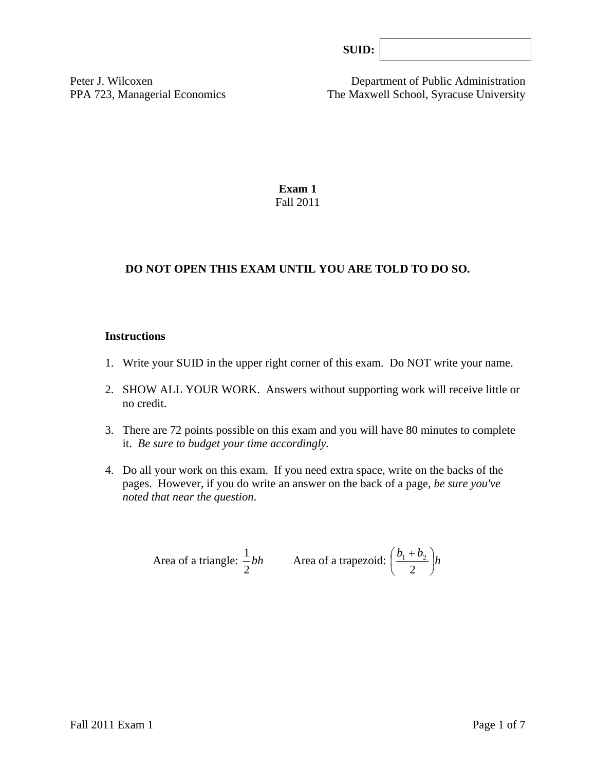**SUID:** ____________________

Peter J. Wilcoxen
PPA 723, Managerial Economics

Department of Public Administration
The Maxwell School, Syracuse University

# Exam 1

Fall 2011

**DO NOT OPEN THIS EXAM UNTIL YOU ARE TOLD TO DO SO.**

## Instructions

1. Write your SUID in the upper right corner of this exam. Do NOT write your name.
2. SHOW ALL YOUR WORK. Answers without supporting work will receive little or no credit.
3. There are 72 points possible on this exam and you will have 80 minutes to complete it. *Be sure to budget your time accordingly.*
4. Do all your work on this exam. If you need extra space, write on the backs of the pages. However, if you do write an answer on the back of a page, *be sure you've noted that near the question*.

Area of a triangle: $\frac{1}{2}bh$ Area of a trapezoid: $\left(\frac{b_1 + b_2}{2}\right)h$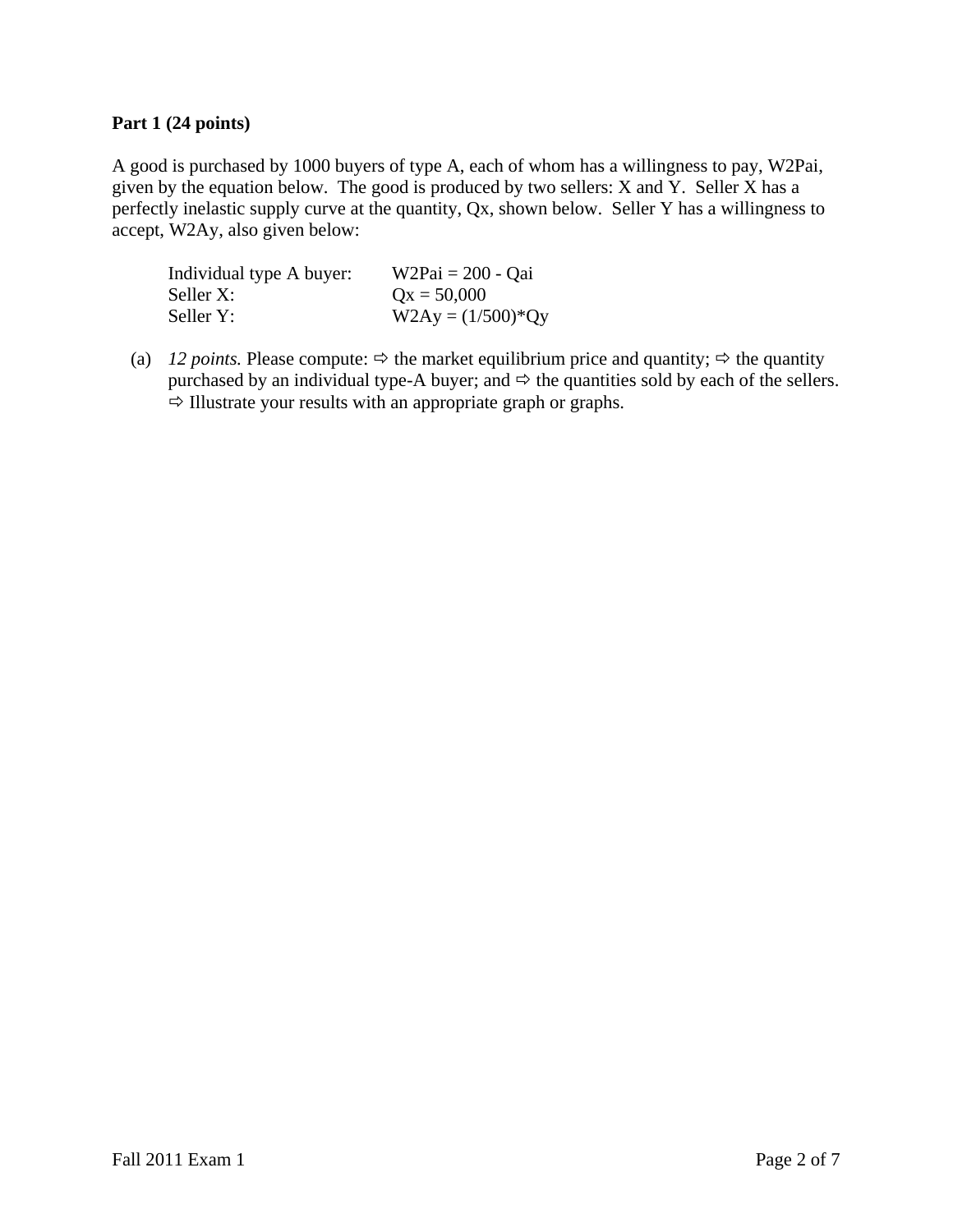## Part 1 (24 points)

A good is purchased by 1000 buyers of type A, each of whom has a willingness to pay, W2Pai, given by the equation below. The good is produced by two sellers: X and Y. Seller X has a perfectly inelastic supply curve at the quantity, Qx, shown below. Seller Y has a willingness to accept, W2Ay, also given below:

| | |
|---|---|
| Individual type A buyer: | $W2Pai = 200 - Qai$ |
| Seller X: | $Qx = 50{,}000$ |
| Seller Y: | $W2Ay = (1/500)*Qy$ |

(a) *12 points.* Please compute: ⇨ the market equilibrium price and quantity; ⇨ the quantity purchased by an individual type-A buyer; and ⇨ the quantities sold by each of the sellers. ⇨ Illustrate your results with an appropriate graph or graphs.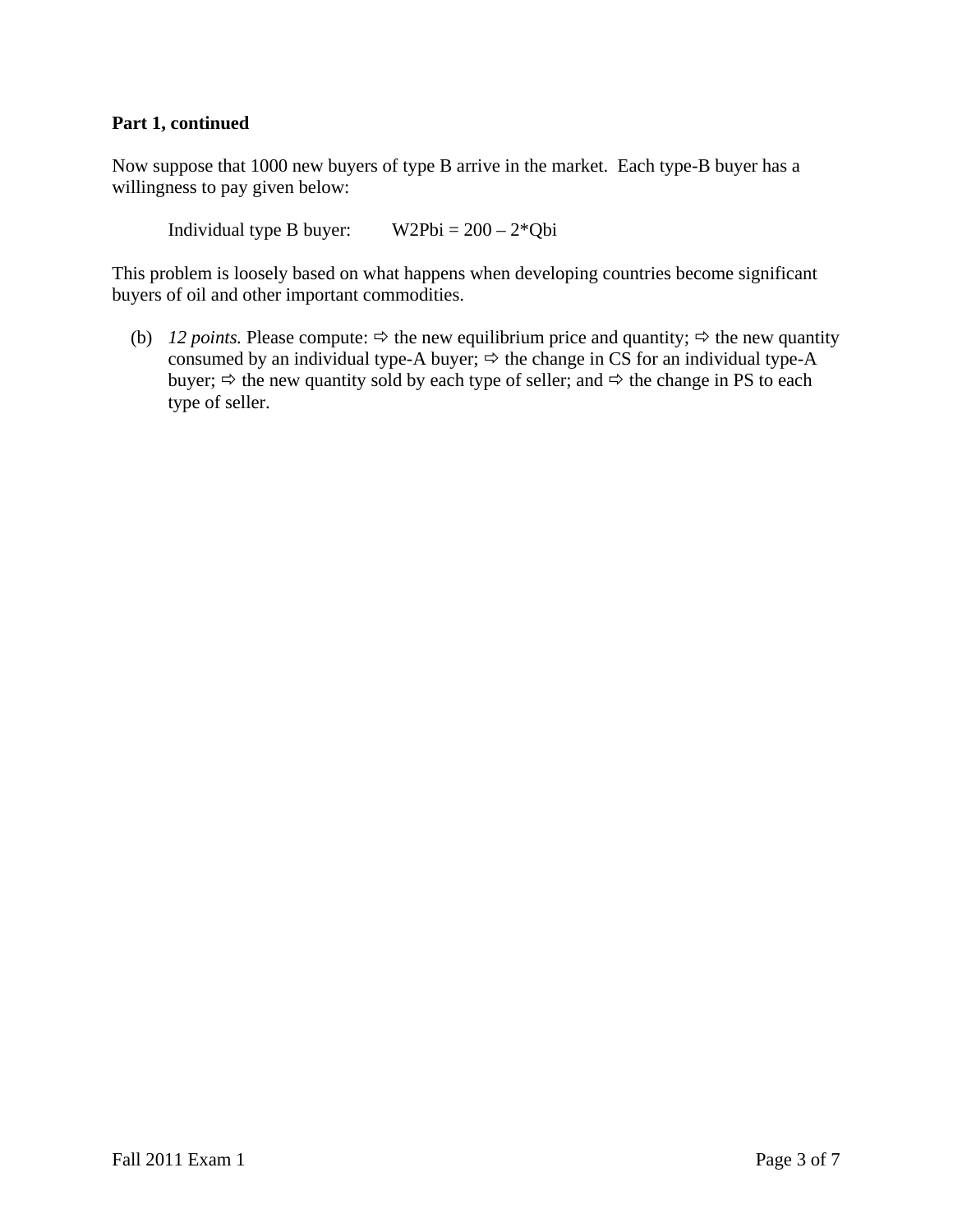**Part 1, continued**

Now suppose that 1000 new buyers of type B arrive in the market. Each type-B buyer has a willingness to pay given below:

Individual type B buyer: $W2Pbi = 200 - 2*Qbi$

This problem is loosely based on what happens when developing countries become significant buyers of oil and other important commodities.

(b) *12 points.* Please compute: ⇨ the new equilibrium price and quantity; ⇨ the new quantity consumed by an individual type-A buyer; ⇨ the change in CS for an individual type-A buyer; ⇨ the new quantity sold by each type of seller; and ⇨ the change in PS to each type of seller.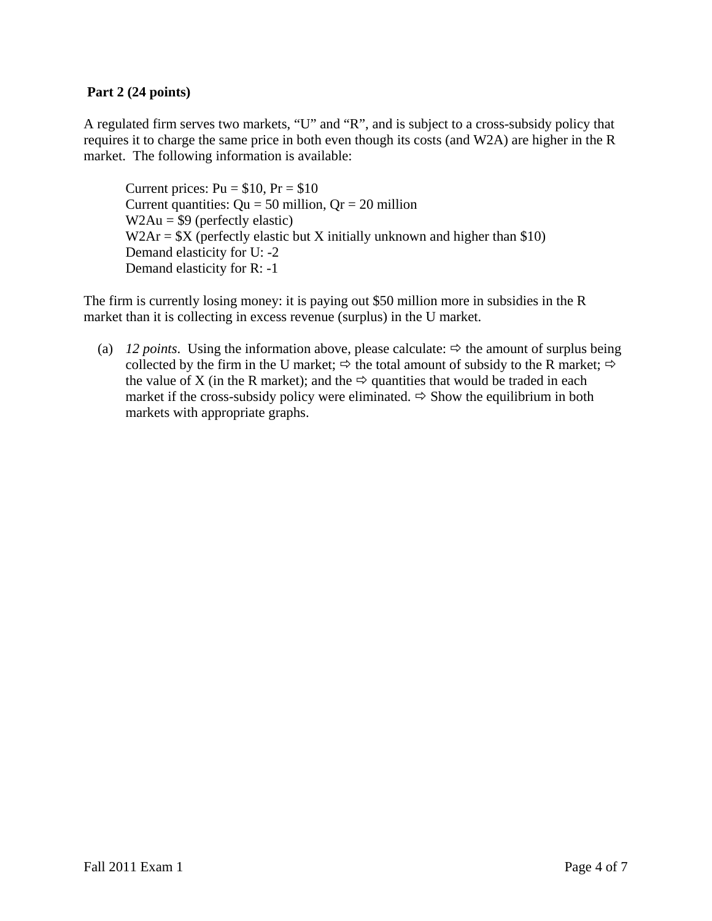**Part 2 (24 points)**

A regulated firm serves two markets, "U" and "R", and is subject to a cross-subsidy policy that requires it to charge the same price in both even though its costs (and W2A) are higher in the R market. The following information is available:

> Current prices: Pu = \$10, Pr = \$10
> Current quantities: Qu = 50 million, Qr = 20 million
> W2Au = \$9 (perfectly elastic)
> W2Ar = \$X (perfectly elastic but X initially unknown and higher than \$10)
> Demand elasticity for U: -2
> Demand elasticity for R: -1

The firm is currently losing money: it is paying out \$50 million more in subsidies in the R market than it is collecting in excess revenue (surplus) in the U market.

(a) *12 points*. Using the information above, please calculate: ⇨ the amount of surplus being collected by the firm in the U market; ⇨ the total amount of subsidy to the R market; ⇨ the value of X (in the R market); and the ⇨ quantities that would be traded in each market if the cross-subsidy policy were eliminated. ⇨ Show the equilibrium in both markets with appropriate graphs.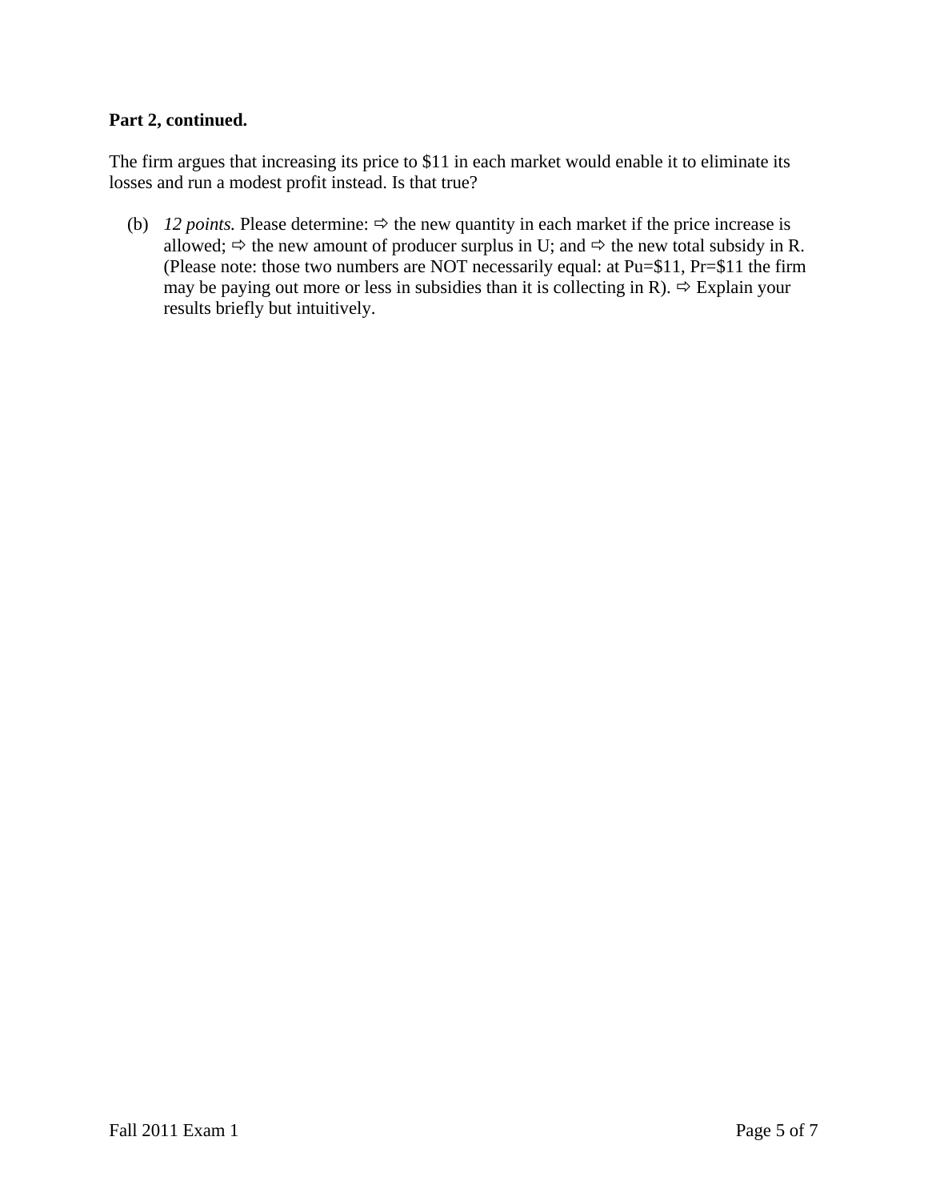**Part 2, continued.**

The firm argues that increasing its price to $11 in each market would enable it to eliminate its losses and run a modest profit instead. Is that true?

(b) *12 points.* Please determine: ⇨ the new quantity in each market if the price increase is allowed; ⇨ the new amount of producer surplus in U; and ⇨ the new total subsidy in R. (Please note: those two numbers are NOT necessarily equal: at Pu=$11, Pr=$11 the firm may be paying out more or less in subsidies than it is collecting in R). ⇨ Explain your results briefly but intuitively.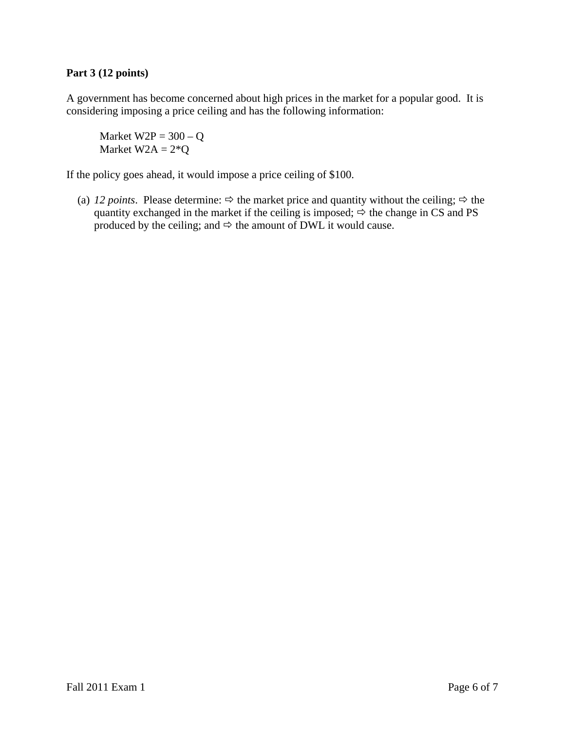**Part 3 (12 points)**

A government has become concerned about high prices in the market for a popular good. It is considering imposing a price ceiling and has the following information:

> Market W2P = 300 – Q
> Market W2A = 2*Q

If the policy goes ahead, it would impose a price ceiling of \$100.

(a) *12 points*. Please determine: ⇨ the market price and quantity without the ceiling; ⇨ the quantity exchanged in the market if the ceiling is imposed; ⇨ the change in CS and PS produced by the ceiling; and ⇨ the amount of DWL it would cause.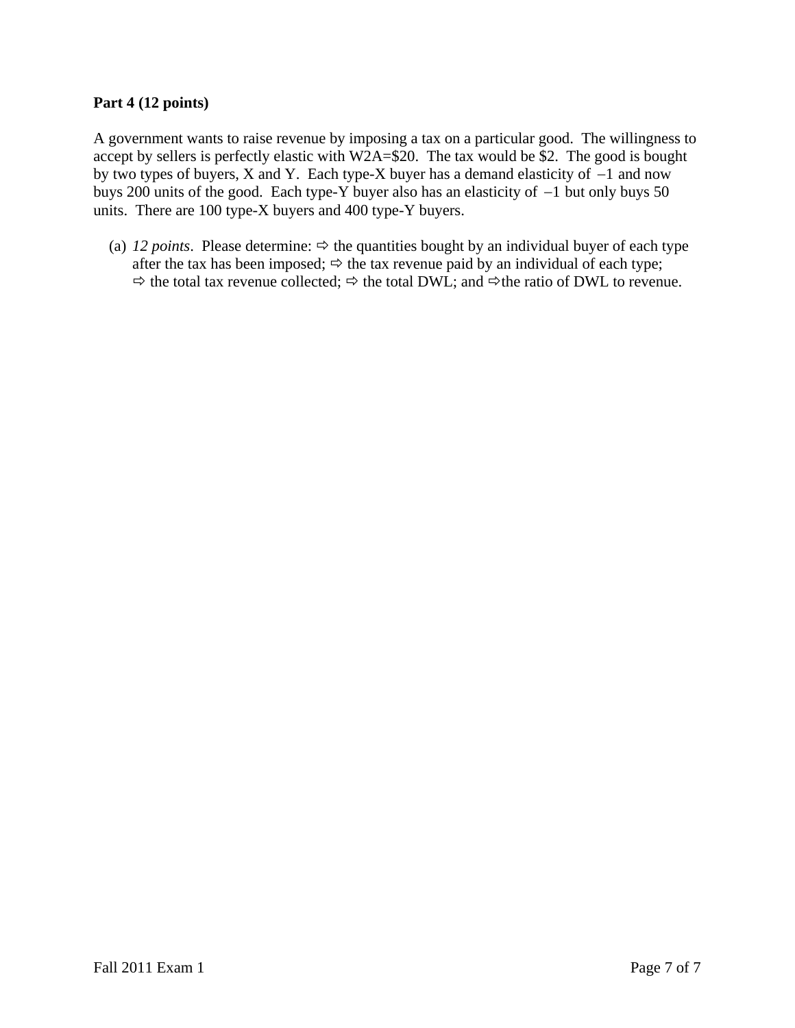**Part 4 (12 points)**

A government wants to raise revenue by imposing a tax on a particular good. The willingness to accept by sellers is perfectly elastic with W2A=$20. The tax would be $2. The good is bought by two types of buyers, X and Y. Each type-X buyer has a demand elasticity of $-1$ and now buys 200 units of the good. Each type-Y buyer also has an elasticity of $-1$ but only buys 50 units. There are 100 type-X buyers and 400 type-Y buyers.

(a) *12 points*. Please determine: ⇨ the quantities bought by an individual buyer of each type after the tax has been imposed; ⇨ the tax revenue paid by an individual of each type; ⇨ the total tax revenue collected; ⇨ the total DWL; and ⇨the ratio of DWL to revenue.